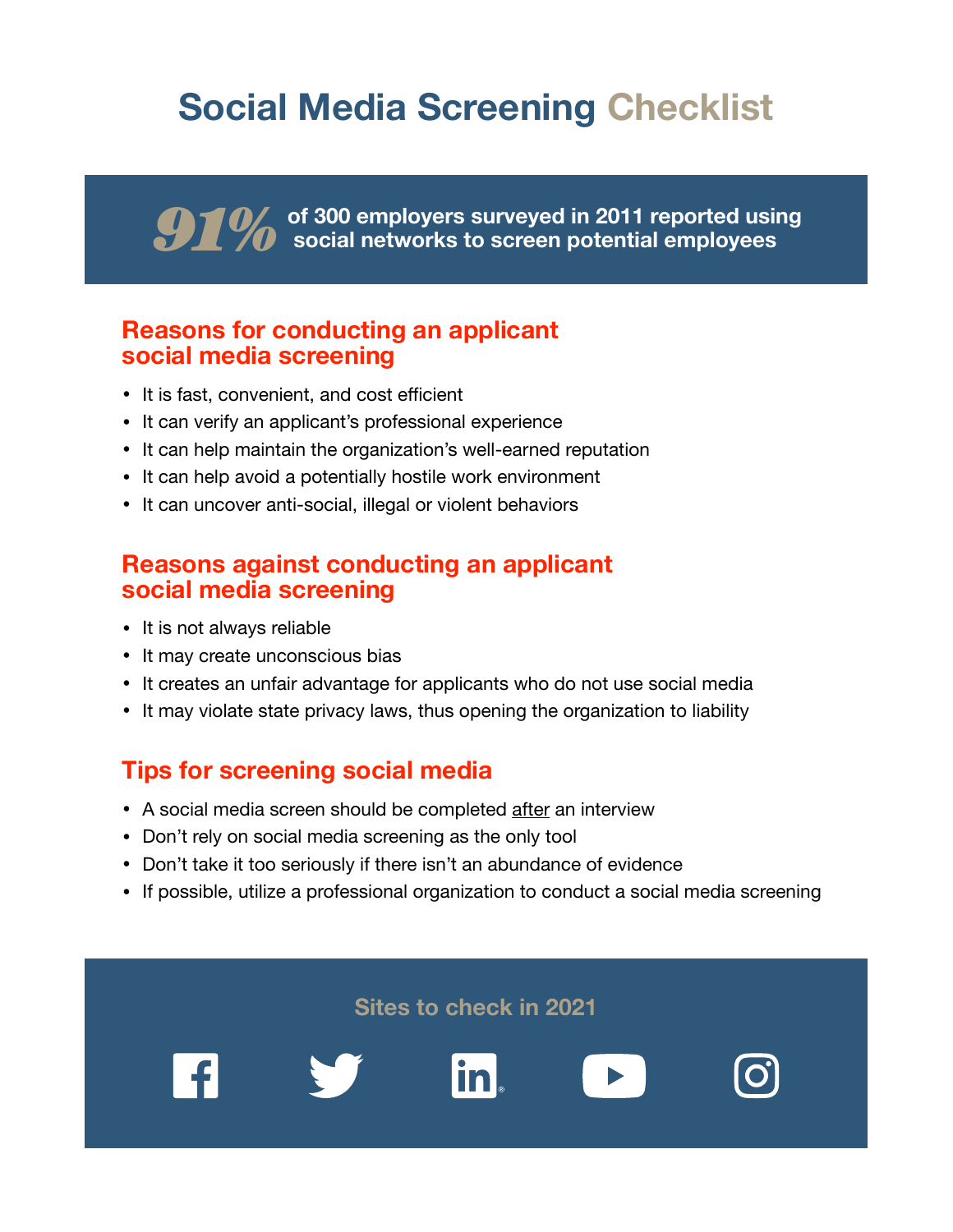# Social Media Screening Checklist

**91%** of 300 employers surveyed in 2011 reported using social networks to screen potential employees

## Reasons for conducting an applicant social media screening

- It is fast, convenient, and cost efficient
- It can verify an applicant's professional experience
- It can help maintain the organization's well-earned reputation
- It can help avoid a potentially hostile work environment
- It can uncover anti-social, illegal or violent behaviors

## Reasons against conducting an applicant social media screening

- It is not always reliable
- It may create unconscious bias
- It creates an unfair advantage for applicants who do not use social media
- It may violate state privacy laws, thus opening the organization to liability

## Tips for screening social media

- A social media screen should be completed <u>after</u> an interview
- Don't rely on social media screening as the only tool
- Don't take it too seriously if there isn't an abundance of evidence
- If possible, utilize a professional organization to conduct a social media screening

### Sites to check in 2021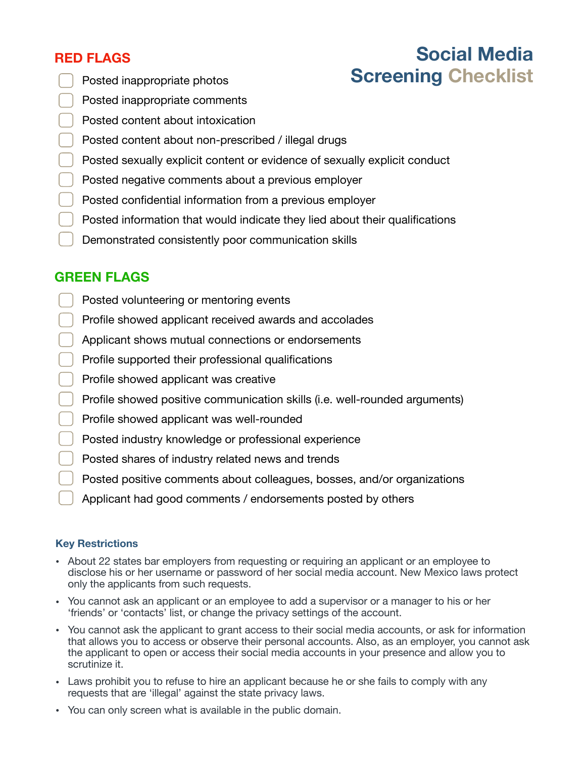# Social Media Screening Checklist

## RED FLAGS

- [ ] Posted inappropriate photos
- [ ] Posted inappropriate comments
- [ ] Posted content about intoxication
- [ ] Posted content about non-prescribed / illegal drugs
- [ ] Posted sexually explicit content or evidence of sexually explicit conduct
- [ ] Posted negative comments about a previous employer
- [ ] Posted confidential information from a previous employer
- [ ] Posted information that would indicate they lied about their qualifications
- [ ] Demonstrated consistently poor communication skills

## GREEN FLAGS

- [ ] Posted volunteering or mentoring events
- [ ] Profile showed applicant received awards and accolades
- [ ] Applicant shows mutual connections or endorsements
- [ ] Profile supported their professional qualifications
- [ ] Profile showed applicant was creative
- [ ] Profile showed positive communication skills (i.e. well-rounded arguments)
- [ ] Profile showed applicant was well-rounded
- [ ] Posted industry knowledge or professional experience
- [ ] Posted shares of industry related news and trends
- [ ] Posted positive comments about colleagues, bosses, and/or organizations
- [ ] Applicant had good comments / endorsements posted by others

### Key Restrictions

- About 22 states bar employers from requesting or requiring an applicant or an employee to disclose his or her username or password of her social media account. New Mexico laws protect only the applicants from such requests.
- You cannot ask an applicant or an employee to add a supervisor or a manager to his or her 'friends' or 'contacts' list, or change the privacy settings of the account.
- You cannot ask the applicant to grant access to their social media accounts, or ask for information that allows you to access or observe their personal accounts. Also, as an employer, you cannot ask the applicant to open or access their social media accounts in your presence and allow you to scrutinize it.
- Laws prohibit you to refuse to hire an applicant because he or she fails to comply with any requests that are 'illegal' against the state privacy laws.
- You can only screen what is available in the public domain.